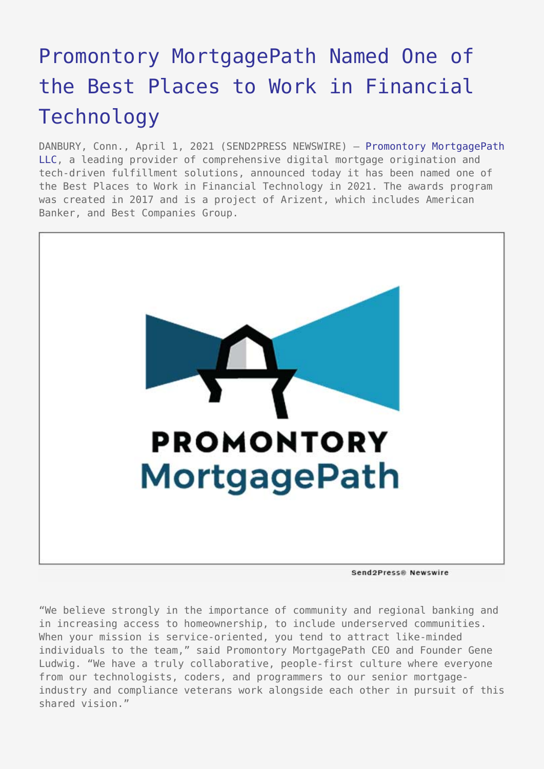# Promontory MortgagePath Named One of the Best Places to Work in Financial Technology

DANBURY, Conn., April 1, 2021 (SEND2PRESS NEWSWIRE) — Promontory MortgagePath LLC, a leading provider of comprehensive digital mortgage origination and tech-driven fulfillment solutions, announced today it has been named one of the Best Places to Work in Financial Technology in 2021. The awards program was created in 2017 and is a project of Arizent, which includes American Banker, and Best Companies Group.

"We believe strongly in the importance of community and regional banking and in increasing access to homeownership, to include underserved communities. When your mission is service-oriented, you tend to attract like-minded individuals to the team," said Promontory MortgagePath CEO and Founder Gene Ludwig. "We have a truly collaborative, people-first culture where everyone from our technologists, coders, and programmers to our senior mortgage-industry and compliance veterans work alongside each other in pursuit of this shared vision."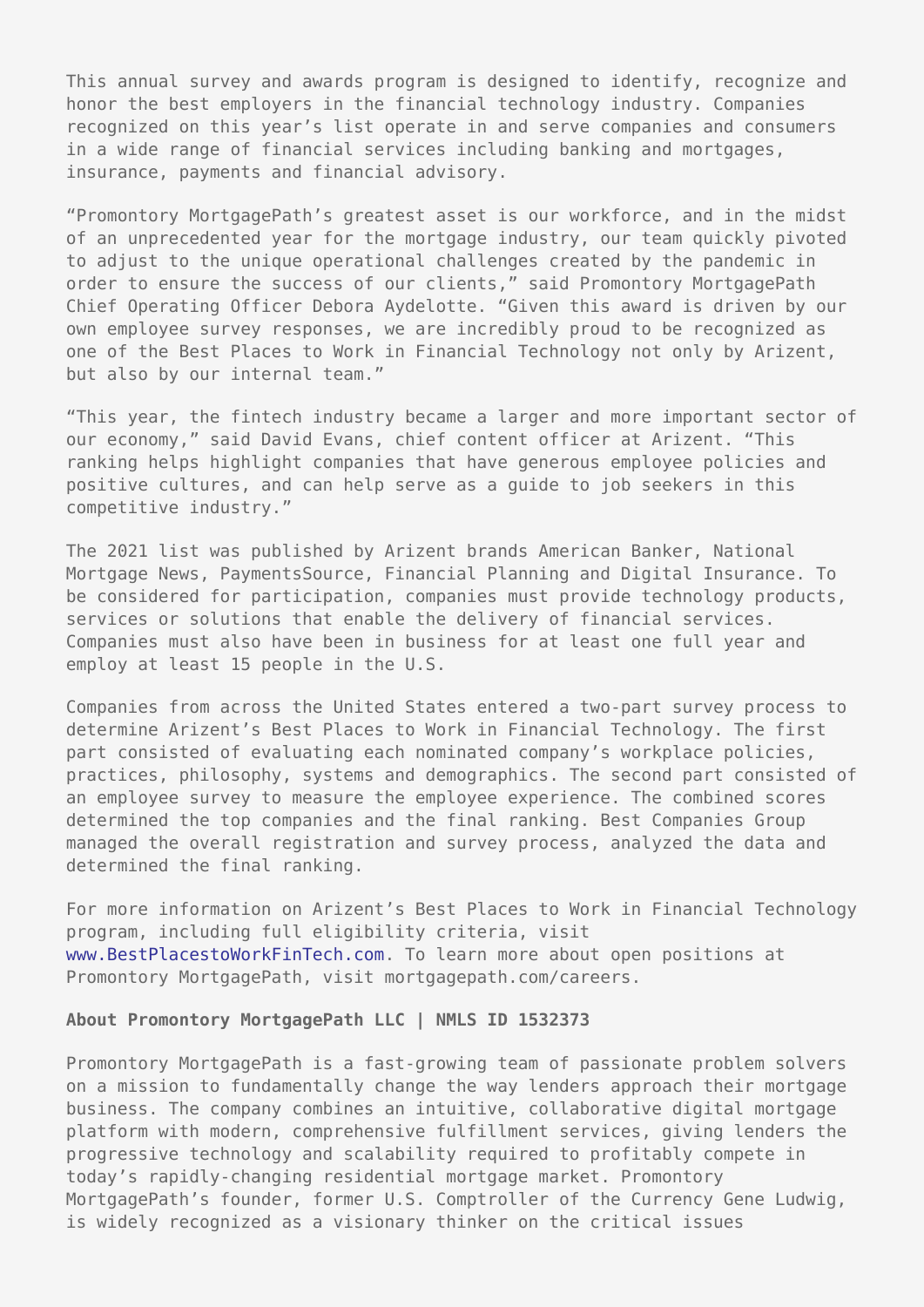This annual survey and awards program is designed to identify, recognize and honor the best employers in the financial technology industry. Companies recognized on this year's list operate in and serve companies and consumers in a wide range of financial services including banking and mortgages, insurance, payments and financial advisory.

"Promontory MortgagePath's greatest asset is our workforce, and in the midst of an unprecedented year for the mortgage industry, our team quickly pivoted to adjust to the unique operational challenges created by the pandemic in order to ensure the success of our clients," said Promontory MortgagePath Chief Operating Officer Debora Aydelotte. "Given this award is driven by our own employee survey responses, we are incredibly proud to be recognized as one of the Best Places to Work in Financial Technology not only by Arizent, but also by our internal team."

"This year, the fintech industry became a larger and more important sector of our economy," said David Evans, chief content officer at Arizent. "This ranking helps highlight companies that have generous employee policies and positive cultures, and can help serve as a guide to job seekers in this competitive industry."

The 2021 list was published by Arizent brands American Banker, National Mortgage News, PaymentsSource, Financial Planning and Digital Insurance. To be considered for participation, companies must provide technology products, services or solutions that enable the delivery of financial services. Companies must also have been in business for at least one full year and employ at least 15 people in the U.S.

Companies from across the United States entered a two-part survey process to determine Arizent's Best Places to Work in Financial Technology. The first part consisted of evaluating each nominated company's workplace policies, practices, philosophy, systems and demographics. The second part consisted of an employee survey to measure the employee experience. The combined scores determined the top companies and the final ranking. Best Companies Group managed the overall registration and survey process, analyzed the data and determined the final ranking.

For more information on Arizent's Best Places to Work in Financial Technology program, including full eligibility criteria, visit [www.BestPlacestoWorkFinTech.com](http://www.BestPlacestoWorkFinTech.com). To learn more about open positions at Promontory MortgagePath, visit mortgagepath.com/careers.

**About Promontory MortgagePath LLC | NMLS ID 1532373**

Promontory MortgagePath is a fast-growing team of passionate problem solvers on a mission to fundamentally change the way lenders approach their mortgage business. The company combines an intuitive, collaborative digital mortgage platform with modern, comprehensive fulfillment services, giving lenders the progressive technology and scalability required to profitably compete in today's rapidly-changing residential mortgage market. Promontory MortgagePath's founder, former U.S. Comptroller of the Currency Gene Ludwig, is widely recognized as a visionary thinker on the critical issues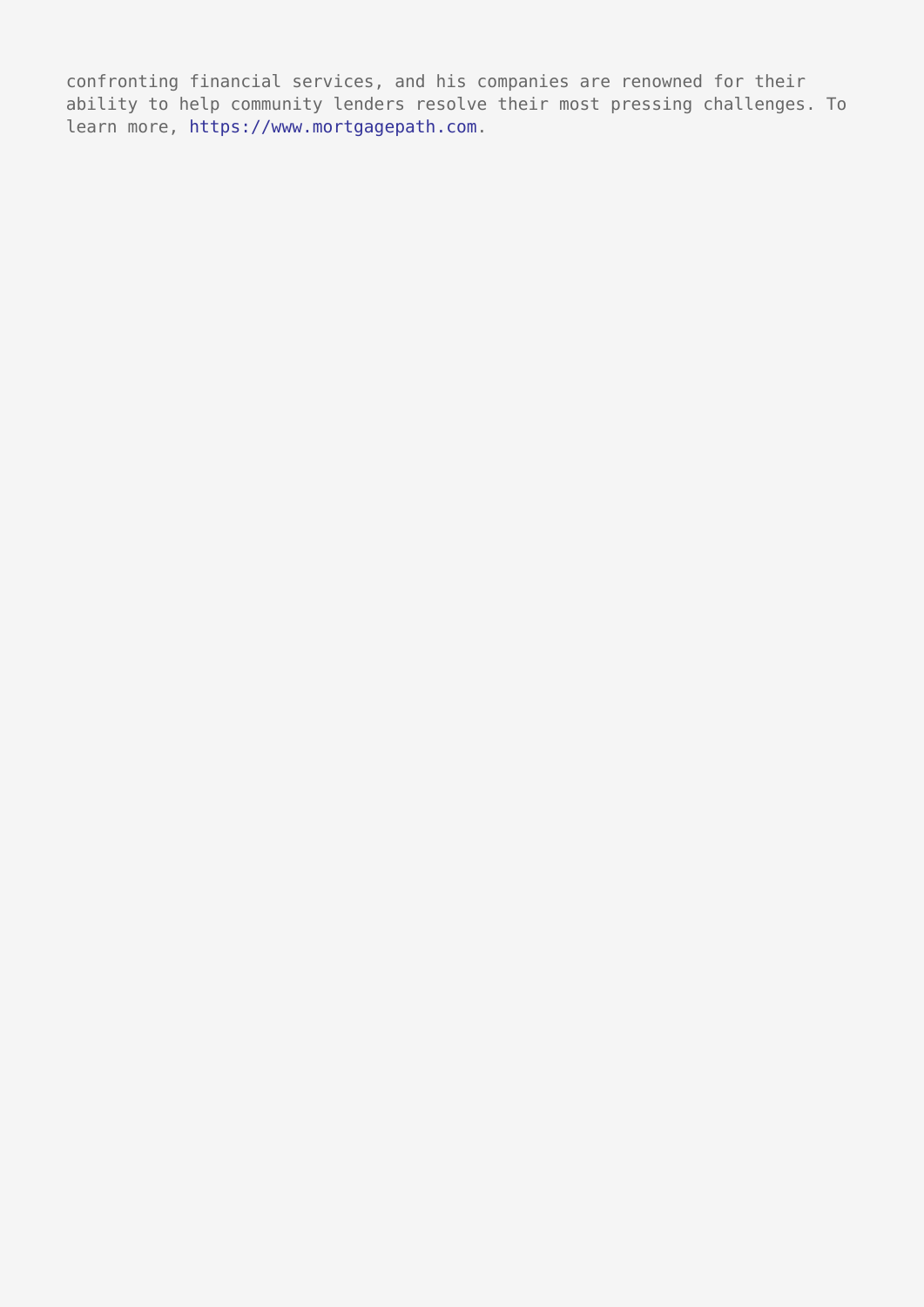confronting financial services, and his companies are renowned for their ability to help community lenders resolve their most pressing challenges. To learn more, https://www.mortgagepath.com.